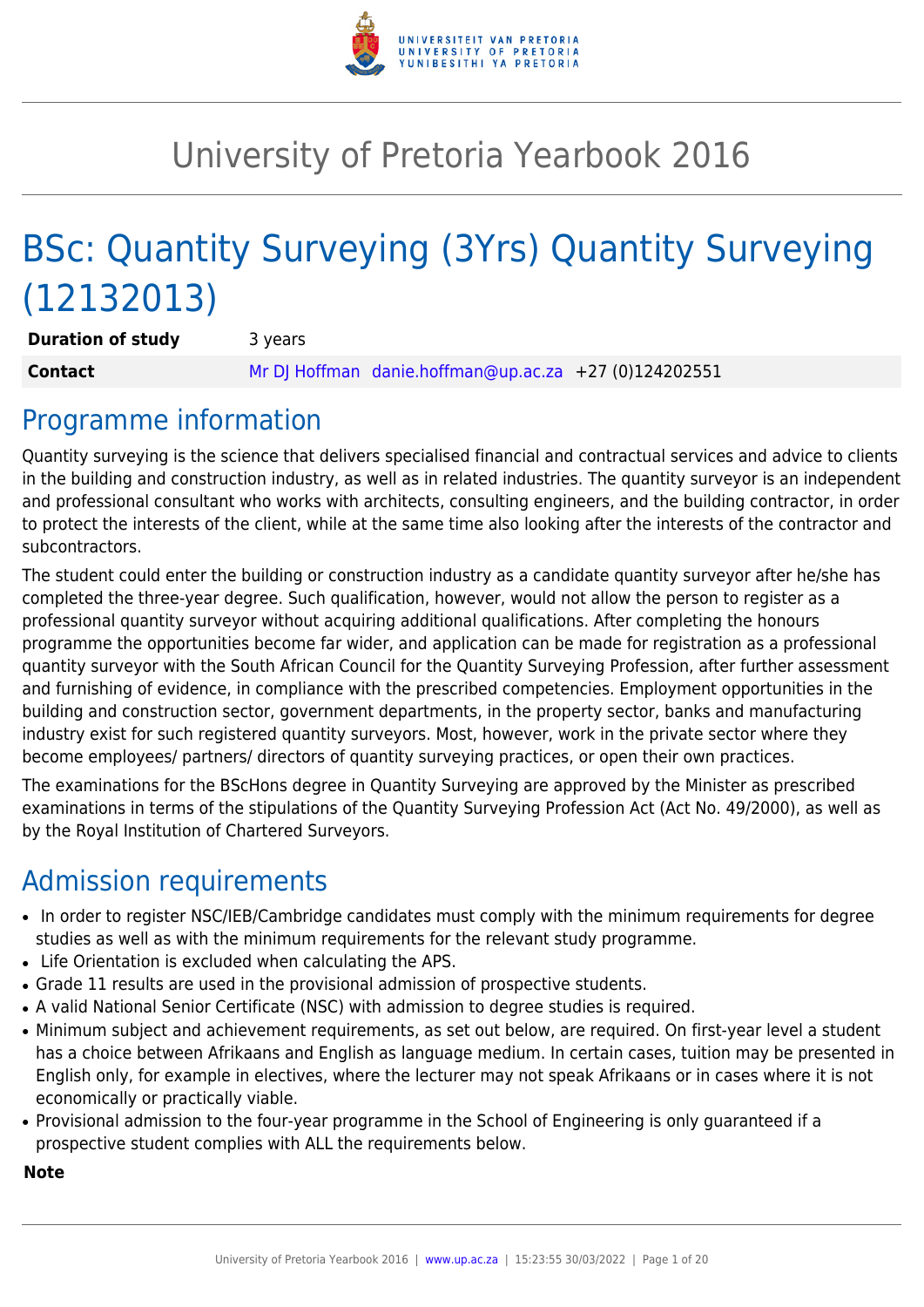# University of Pretoria Yearbook 2016

# BSc: Quantity Surveying (3Yrs) Quantity Surveying (12132013)

| **Duration of study** | 3 years |
|---|---|
| **Contact** | Mr DJ Hoffman danie.hoffman@up.ac.za +27 (0)124202551 |

## Programme information

Quantity surveying is the science that delivers specialised financial and contractual services and advice to clients in the building and construction industry, as well as in related industries. The quantity surveyor is an independent and professional consultant who works with architects, consulting engineers, and the building contractor, in order to protect the interests of the client, while at the same time also looking after the interests of the contractor and subcontractors.

The student could enter the building or construction industry as a candidate quantity surveyor after he/she has completed the three-year degree. Such qualification, however, would not allow the person to register as a professional quantity surveyor without acquiring additional qualifications. After completing the honours programme the opportunities become far wider, and application can be made for registration as a professional quantity surveyor with the South African Council for the Quantity Surveying Profession, after further assessment and furnishing of evidence, in compliance with the prescribed competencies. Employment opportunities in the building and construction sector, government departments, in the property sector, banks and manufacturing industry exist for such registered quantity surveyors. Most, however, work in the private sector where they become employees/ partners/ directors of quantity surveying practices, or open their own practices.

The examinations for the BScHons degree in Quantity Surveying are approved by the Minister as prescribed examinations in terms of the stipulations of the Quantity Surveying Profession Act (Act No. 49/2000), as well as by the Royal Institution of Chartered Surveyors.

## Admission requirements

- In order to register NSC/IEB/Cambridge candidates must comply with the minimum requirements for degree studies as well as with the minimum requirements for the relevant study programme.
- Life Orientation is excluded when calculating the APS.
- Grade 11 results are used in the provisional admission of prospective students.
- A valid National Senior Certificate (NSC) with admission to degree studies is required.
- Minimum subject and achievement requirements, as set out below, are required. On first-year level a student has a choice between Afrikaans and English as language medium. In certain cases, tuition may be presented in English only, for example in electives, where the lecturer may not speak Afrikaans or in cases where it is not economically or practically viable.
- Provisional admission to the four-year programme in the School of Engineering is only guaranteed if a prospective student complies with ALL the requirements below.

**Note**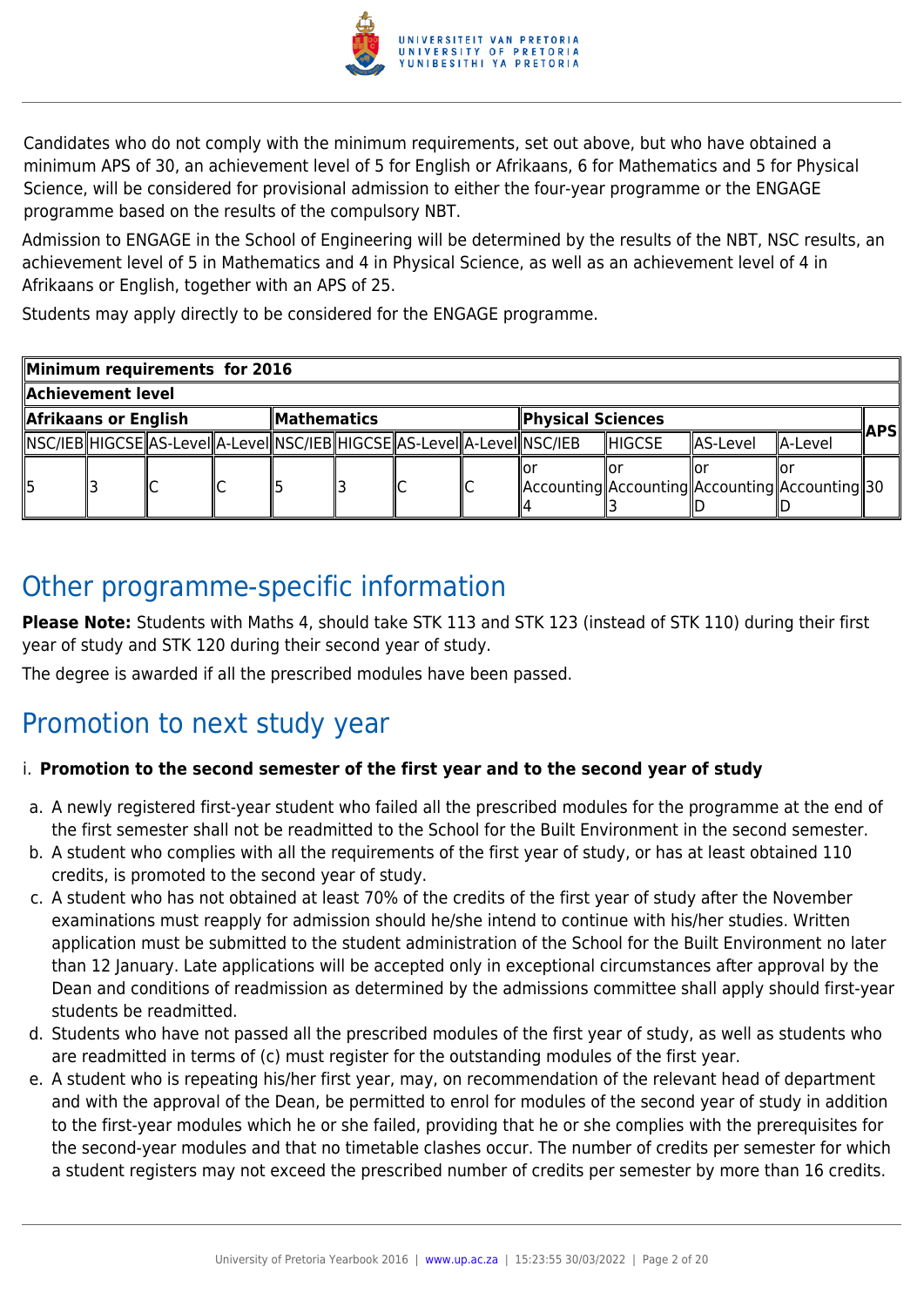Candidates who do not comply with the minimum requirements, set out above, but who have obtained a minimum APS of 30, an achievement level of 5 for English or Afrikaans, 6 for Mathematics and 5 for Physical Science, will be considered for provisional admission to either the four-year programme or the ENGAGE programme based on the results of the compulsory NBT.

Admission to ENGAGE in the School of Engineering will be determined by the results of the NBT, NSC results, an achievement level of 5 in Mathematics and 4 in Physical Science, as well as an achievement level of 4 in Afrikaans or English, together with an APS of 25.

Students may apply directly to be considered for the ENGAGE programme.

| Minimum requirements for 2016 | | | | | | | | | | | | |
|---|---|---|---|---|---|---|---|---|---|---|---|---|
| Achievement level | | | | | | | | | | | | |
| Afrikaans or English | | | | Mathematics | | | | Physical Sciences | | | | APS |
| NSC/IEB | HIGCSE | AS-Level | A-Level | NSC/IEB | HIGCSE | AS-Level | A-Level | NSC/IEB | HIGCSE | AS-Level | A-Level | |
| 5 | 3 | C | C | 5 | 3 | C | C | or Accounting 4 | or Accounting 3 | or Accounting D | or Accounting D | 30 |

## Other programme-specific information

**Please Note:** Students with Maths 4, should take STK 113 and STK 123 (instead of STK 110) during their first year of study and STK 120 during their second year of study.

The degree is awarded if all the prescribed modules have been passed.

## Promotion to next study year

i. **Promotion to the second semester of the first year and to the second year of study**

a. A newly registered first-year student who failed all the prescribed modules for the programme at the end of the first semester shall not be readmitted to the School for the Built Environment in the second semester.
b. A student who complies with all the requirements of the first year of study, or has at least obtained 110 credits, is promoted to the second year of study.
c. A student who has not obtained at least 70% of the credits of the first year of study after the November examinations must reapply for admission should he/she intend to continue with his/her studies. Written application must be submitted to the student administration of the School for the Built Environment no later than 12 January. Late applications will be accepted only in exceptional circumstances after approval by the Dean and conditions of readmission as determined by the admissions committee shall apply should first-year students be readmitted.
d. Students who have not passed all the prescribed modules of the first year of study, as well as students who are readmitted in terms of (c) must register for the outstanding modules of the first year.
e. A student who is repeating his/her first year, may, on recommendation of the relevant head of department and with the approval of the Dean, be permitted to enrol for modules of the second year of study in addition to the first-year modules which he or she failed, providing that he or she complies with the prerequisites for the second-year modules and that no timetable clashes occur. The number of credits per semester for which a student registers may not exceed the prescribed number of credits per semester by more than 16 credits.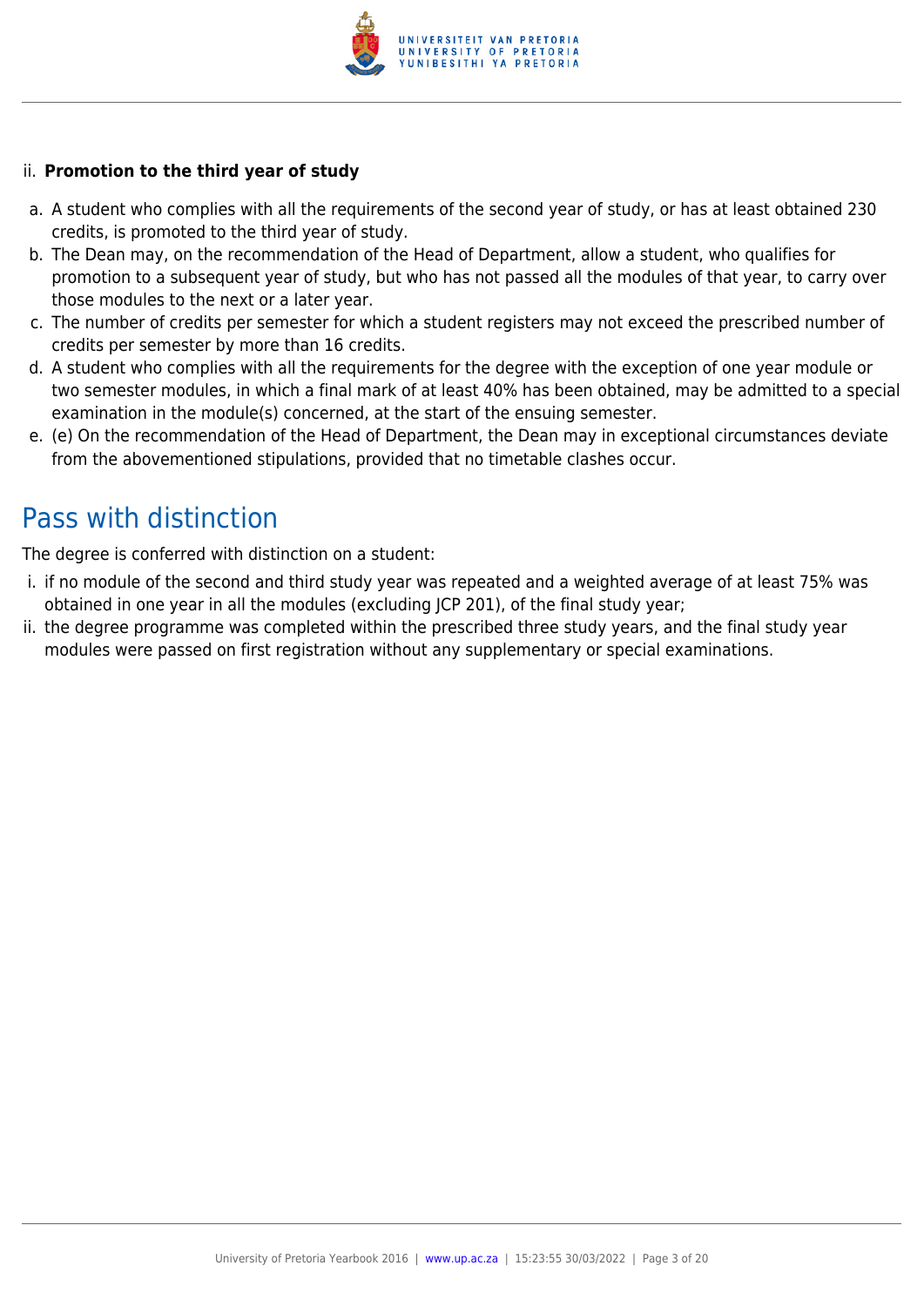ii. **Promotion to the third year of study**

a. A student who complies with all the requirements of the second year of study, or has at least obtained 230 credits, is promoted to the third year of study.
b. The Dean may, on the recommendation of the Head of Department, allow a student, who qualifies for promotion to a subsequent year of study, but who has not passed all the modules of that year, to carry over those modules to the next or a later year.
c. The number of credits per semester for which a student registers may not exceed the prescribed number of credits per semester by more than 16 credits.
d. A student who complies with all the requirements for the degree with the exception of one year module or two semester modules, in which a final mark of at least 40% has been obtained, may be admitted to a special examination in the module(s) concerned, at the start of the ensuing semester.
e. (e) On the recommendation of the Head of Department, the Dean may in exceptional circumstances deviate from the abovementioned stipulations, provided that no timetable clashes occur.

## Pass with distinction

The degree is conferred with distinction on a student:

i. if no module of the second and third study year was repeated and a weighted average of at least 75% was obtained in one year in all the modules (excluding JCP 201), of the final study year;
ii. the degree programme was completed within the prescribed three study years, and the final study year modules were passed on first registration without any supplementary or special examinations.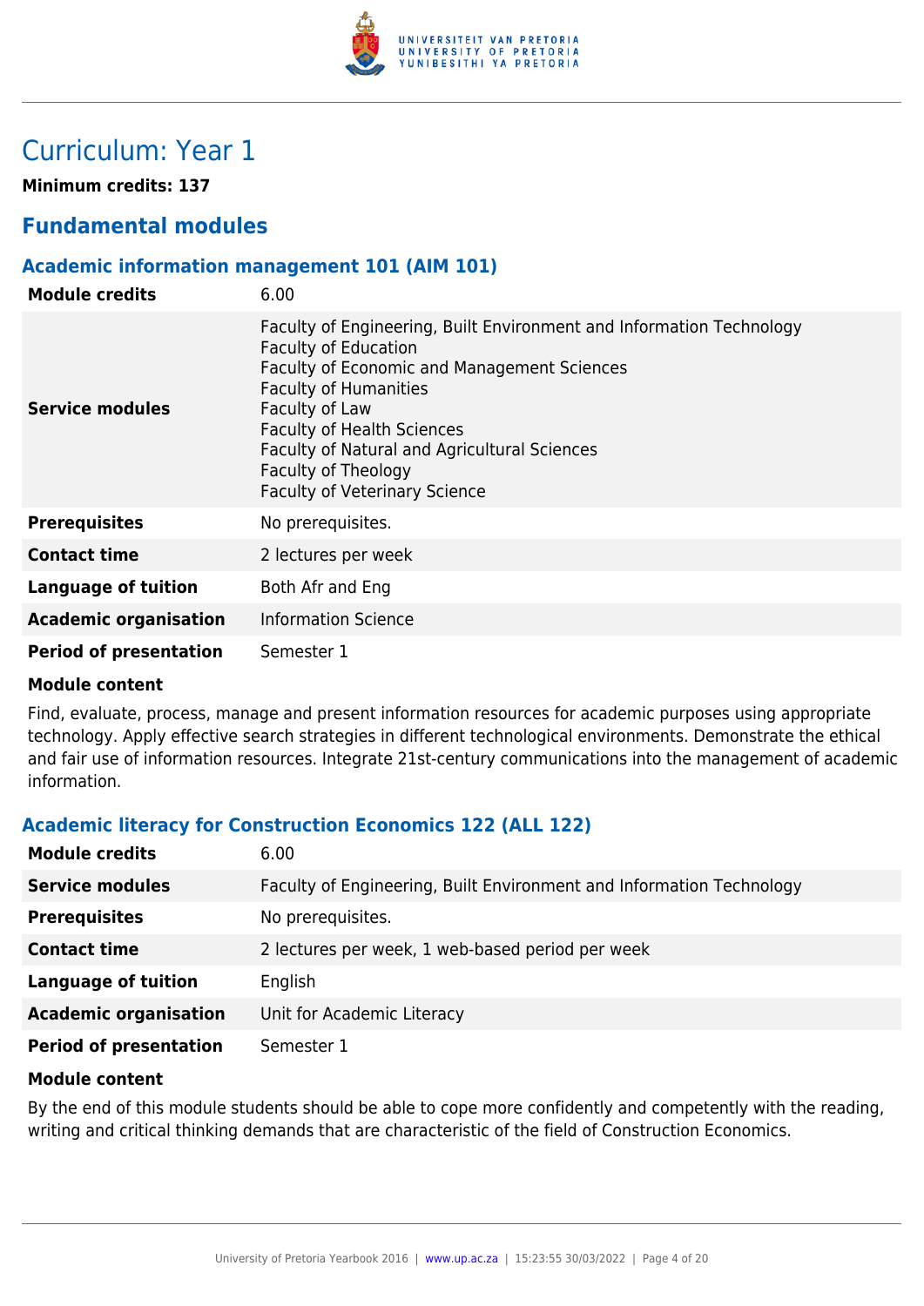# Curriculum: Year 1

**Minimum credits: 137**

## Fundamental modules

### Academic information management 101 (AIM 101)

| | |
|---|---|
| **Module credits** | 6.00 |
| **Service modules** | Faculty of Engineering, Built Environment and Information Technology<br>Faculty of Education<br>Faculty of Economic and Management Sciences<br>Faculty of Humanities<br>Faculty of Law<br>Faculty of Health Sciences<br>Faculty of Natural and Agricultural Sciences<br>Faculty of Theology<br>Faculty of Veterinary Science |
| **Prerequisites** | No prerequisites. |
| **Contact time** | 2 lectures per week |
| **Language of tuition** | Both Afr and Eng |
| **Academic organisation** | Information Science |
| **Period of presentation** | Semester 1 |

**Module content**

Find, evaluate, process, manage and present information resources for academic purposes using appropriate technology. Apply effective search strategies in different technological environments. Demonstrate the ethical and fair use of information resources. Integrate 21st-century communications into the management of academic information.

### Academic literacy for Construction Economics 122 (ALL 122)

| | |
|---|---|
| **Module credits** | 6.00 |
| **Service modules** | Faculty of Engineering, Built Environment and Information Technology |
| **Prerequisites** | No prerequisites. |
| **Contact time** | 2 lectures per week, 1 web-based period per week |
| **Language of tuition** | English |
| **Academic organisation** | Unit for Academic Literacy |
| **Period of presentation** | Semester 1 |

**Module content**

By the end of this module students should be able to cope more confidently and competently with the reading, writing and critical thinking demands that are characteristic of the field of Construction Economics.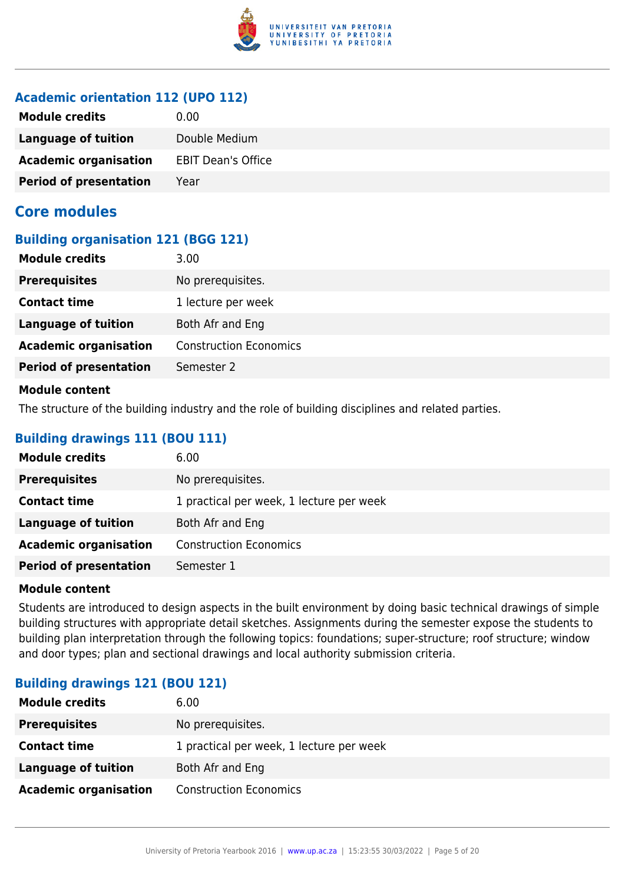### Academic orientation 112 (UPO 112)

| | |
|---|---|
| **Module credits** | 0.00 |
| **Language of tuition** | Double Medium |
| **Academic organisation** | EBIT Dean's Office |
| **Period of presentation** | Year |

## Core modules

### Building organisation 121 (BGG 121)

| | |
|---|---|
| **Module credits** | 3.00 |
| **Prerequisites** | No prerequisites. |
| **Contact time** | 1 lecture per week |
| **Language of tuition** | Both Afr and Eng |
| **Academic organisation** | Construction Economics |
| **Period of presentation** | Semester 2 |

**Module content**

The structure of the building industry and the role of building disciplines and related parties.

### Building drawings 111 (BOU 111)

| | |
|---|---|
| **Module credits** | 6.00 |
| **Prerequisites** | No prerequisites. |
| **Contact time** | 1 practical per week, 1 lecture per week |
| **Language of tuition** | Both Afr and Eng |
| **Academic organisation** | Construction Economics |
| **Period of presentation** | Semester 1 |

**Module content**

Students are introduced to design aspects in the built environment by doing basic technical drawings of simple building structures with appropriate detail sketches. Assignments during the semester expose the students to building plan interpretation through the following topics: foundations; super-structure; roof structure; window and door types; plan and sectional drawings and local authority submission criteria.

### Building drawings 121 (BOU 121)

| | |
|---|---|
| **Module credits** | 6.00 |
| **Prerequisites** | No prerequisites. |
| **Contact time** | 1 practical per week, 1 lecture per week |
| **Language of tuition** | Both Afr and Eng |
| **Academic organisation** | Construction Economics |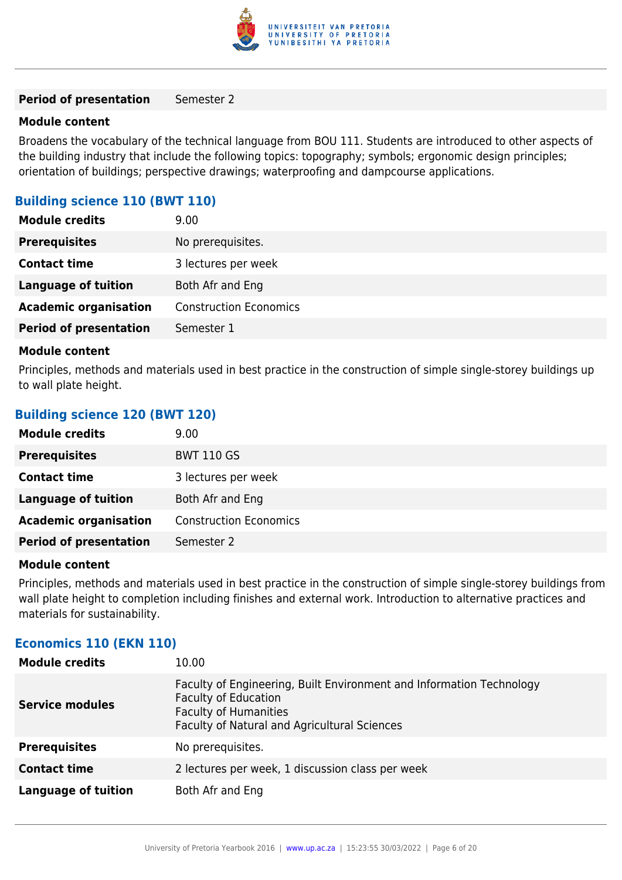| | |
|---|---|
| **Period of presentation** | Semester 2 |

**Module content**

Broadens the vocabulary of the technical language from BOU 111. Students are introduced to other aspects of the building industry that include the following topics: topography; symbols; ergonomic design principles; orientation of buildings; perspective drawings; waterproofing and dampcourse applications.

### Building science 110 (BWT 110)

| | |
|---|---|
| **Module credits** | 9.00 |
| **Prerequisites** | No prerequisites. |
| **Contact time** | 3 lectures per week |
| **Language of tuition** | Both Afr and Eng |
| **Academic organisation** | Construction Economics |
| **Period of presentation** | Semester 1 |

**Module content**

Principles, methods and materials used in best practice in the construction of simple single-storey buildings up to wall plate height.

### Building science 120 (BWT 120)

| | |
|---|---|
| **Module credits** | 9.00 |
| **Prerequisites** | BWT 110 GS |
| **Contact time** | 3 lectures per week |
| **Language of tuition** | Both Afr and Eng |
| **Academic organisation** | Construction Economics |
| **Period of presentation** | Semester 2 |

**Module content**

Principles, methods and materials used in best practice in the construction of simple single-storey buildings from wall plate height to completion including finishes and external work. Introduction to alternative practices and materials for sustainability.

### Economics 110 (EKN 110)

| | |
|---|---|
| **Module credits** | 10.00 |
| **Service modules** | Faculty of Engineering, Built Environment and Information Technology<br>Faculty of Education<br>Faculty of Humanities<br>Faculty of Natural and Agricultural Sciences |
| **Prerequisites** | No prerequisites. |
| **Contact time** | 2 lectures per week, 1 discussion class per week |
| **Language of tuition** | Both Afr and Eng |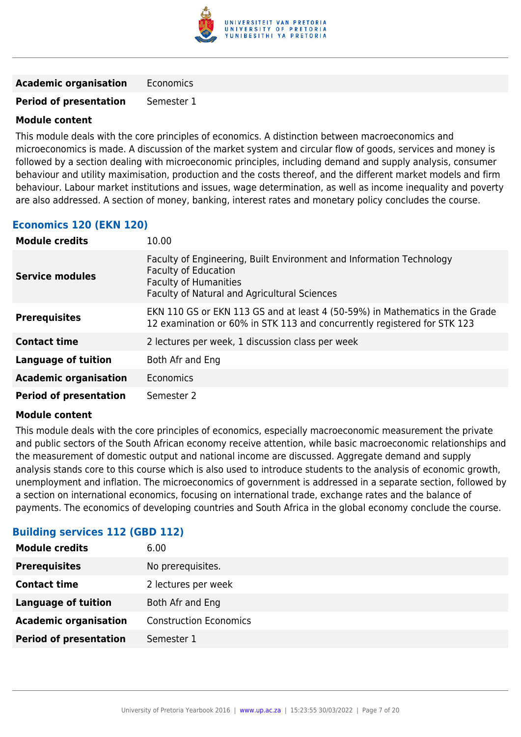| | |
|---|---|
| **Academic organisation** | Economics |
| **Period of presentation** | Semester 1 |

**Module content**

This module deals with the core principles of economics. A distinction between macroeconomics and microeconomics is made. A discussion of the market system and circular flow of goods, services and money is followed by a section dealing with microeconomic principles, including demand and supply analysis, consumer behaviour and utility maximisation, production and the costs thereof, and the different market models and firm behaviour. Labour market institutions and issues, wage determination, as well as income inequality and poverty are also addressed. A section of money, banking, interest rates and monetary policy concludes the course.

### Economics 120 (EKN 120)

| | |
|---|---|
| **Module credits** | 10.00 |
| **Service modules** | Faculty of Engineering, Built Environment and Information Technology<br>Faculty of Education<br>Faculty of Humanities<br>Faculty of Natural and Agricultural Sciences |
| **Prerequisites** | EKN 110 GS or EKN 113 GS and at least 4 (50-59%) in Mathematics in the Grade 12 examination or 60% in STK 113 and concurrently registered for STK 123 |
| **Contact time** | 2 lectures per week, 1 discussion class per week |
| **Language of tuition** | Both Afr and Eng |
| **Academic organisation** | Economics |
| **Period of presentation** | Semester 2 |

**Module content**

This module deals with the core principles of economics, especially macroeconomic measurement the private and public sectors of the South African economy receive attention, while basic macroeconomic relationships and the measurement of domestic output and national income are discussed. Aggregate demand and supply analysis stands core to this course which is also used to introduce students to the analysis of economic growth, unemployment and inflation. The microeconomics of government is addressed in a separate section, followed by a section on international economics, focusing on international trade, exchange rates and the balance of payments. The economics of developing countries and South Africa in the global economy conclude the course.

### Building services 112 (GBD 112)

| | |
|---|---|
| **Module credits** | 6.00 |
| **Prerequisites** | No prerequisites. |
| **Contact time** | 2 lectures per week |
| **Language of tuition** | Both Afr and Eng |
| **Academic organisation** | Construction Economics |
| **Period of presentation** | Semester 1 |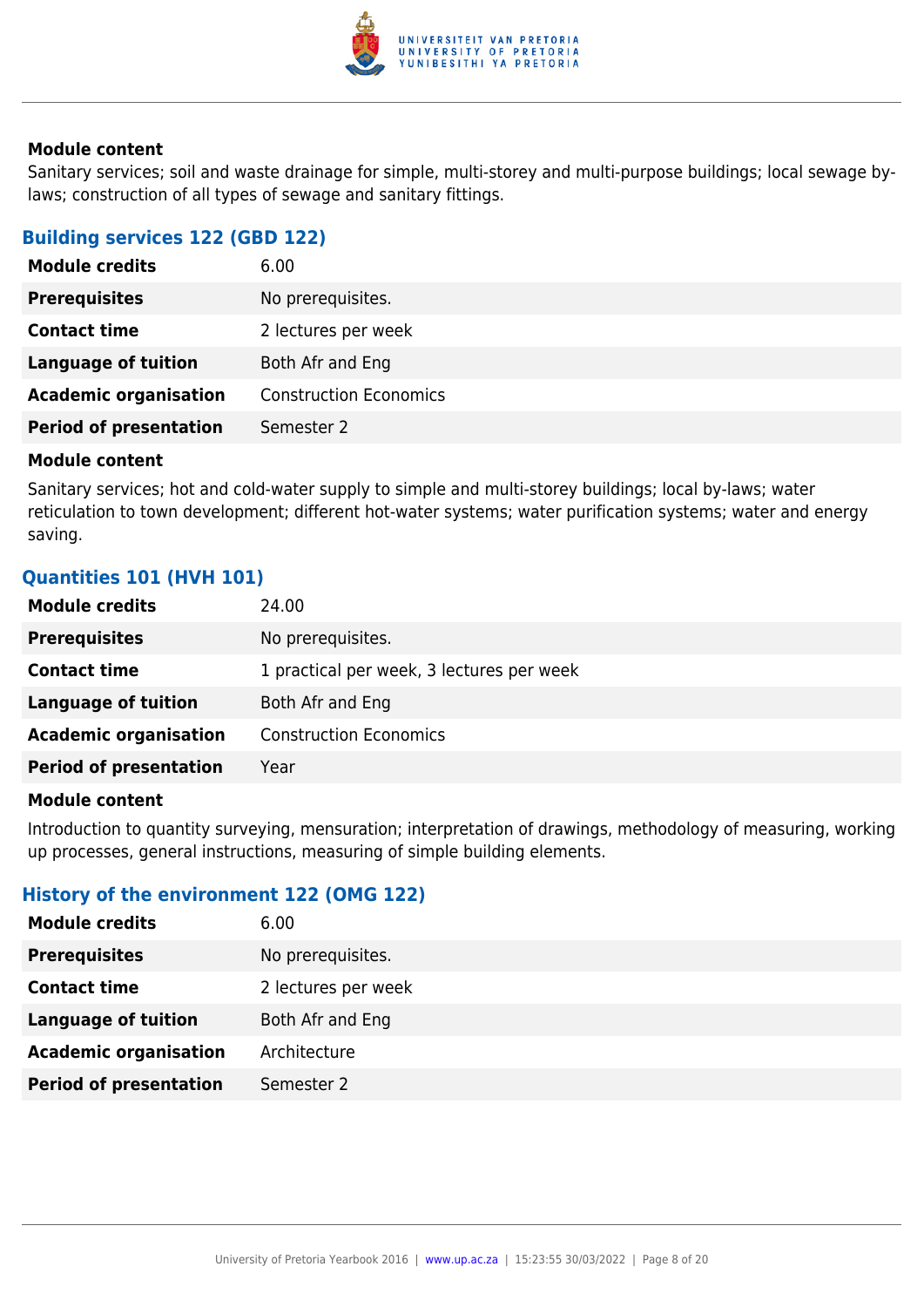#### Module content

Sanitary services; soil and waste drainage for simple, multi-storey and multi-purpose buildings; local sewage by-laws; construction of all types of sewage and sanitary fittings.

### Building services 122 (GBD 122)

| | |
|---|---|
| **Module credits** | 6.00 |
| **Prerequisites** | No prerequisites. |
| **Contact time** | 2 lectures per week |
| **Language of tuition** | Both Afr and Eng |
| **Academic organisation** | Construction Economics |
| **Period of presentation** | Semester 2 |

#### Module content

Sanitary services; hot and cold-water supply to simple and multi-storey buildings; local by-laws; water reticulation to town development; different hot-water systems; water purification systems; water and energy saving.

### Quantities 101 (HVH 101)

| | |
|---|---|
| **Module credits** | 24.00 |
| **Prerequisites** | No prerequisites. |
| **Contact time** | 1 practical per week, 3 lectures per week |
| **Language of tuition** | Both Afr and Eng |
| **Academic organisation** | Construction Economics |
| **Period of presentation** | Year |

#### Module content

Introduction to quantity surveying, mensuration; interpretation of drawings, methodology of measuring, working up processes, general instructions, measuring of simple building elements.

### History of the environment 122 (OMG 122)

| | |
|---|---|
| **Module credits** | 6.00 |
| **Prerequisites** | No prerequisites. |
| **Contact time** | 2 lectures per week |
| **Language of tuition** | Both Afr and Eng |
| **Academic organisation** | Architecture |
| **Period of presentation** | Semester 2 |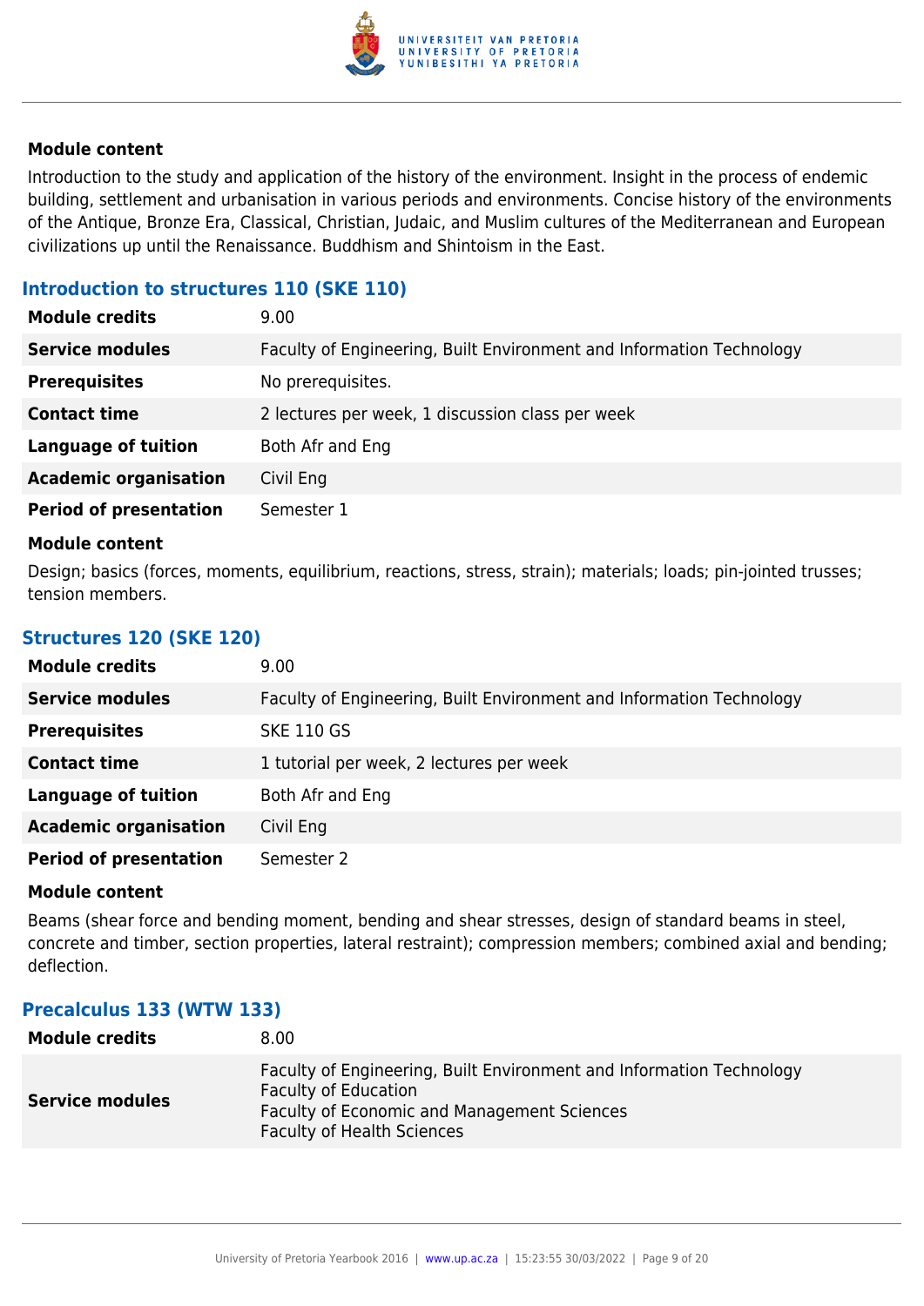**Module content**

Introduction to the study and application of the history of the environment. Insight in the process of endemic building, settlement and urbanisation in various periods and environments. Concise history of the environments of the Antique, Bronze Era, Classical, Christian, Judaic, and Muslim cultures of the Mediterranean and European civilizations up until the Renaissance. Buddhism and Shintoism in the East.

### Introduction to structures 110 (SKE 110)

| | |
|---|---|
| **Module credits** | 9.00 |
| **Service modules** | Faculty of Engineering, Built Environment and Information Technology |
| **Prerequisites** | No prerequisites. |
| **Contact time** | 2 lectures per week, 1 discussion class per week |
| **Language of tuition** | Both Afr and Eng |
| **Academic organisation** | Civil Eng |
| **Period of presentation** | Semester 1 |

**Module content**

Design; basics (forces, moments, equilibrium, reactions, stress, strain); materials; loads; pin-jointed trusses; tension members.

### Structures 120 (SKE 120)

| | |
|---|---|
| **Module credits** | 9.00 |
| **Service modules** | Faculty of Engineering, Built Environment and Information Technology |
| **Prerequisites** | SKE 110 GS |
| **Contact time** | 1 tutorial per week, 2 lectures per week |
| **Language of tuition** | Both Afr and Eng |
| **Academic organisation** | Civil Eng |
| **Period of presentation** | Semester 2 |

**Module content**

Beams (shear force and bending moment, bending and shear stresses, design of standard beams in steel, concrete and timber, section properties, lateral restraint); compression members; combined axial and bending; deflection.

### Precalculus 133 (WTW 133)

| | |
|---|---|
| **Module credits** | 8.00 |
| **Service modules** | Faculty of Engineering, Built Environment and Information Technology<br>Faculty of Education<br>Faculty of Economic and Management Sciences<br>Faculty of Health Sciences |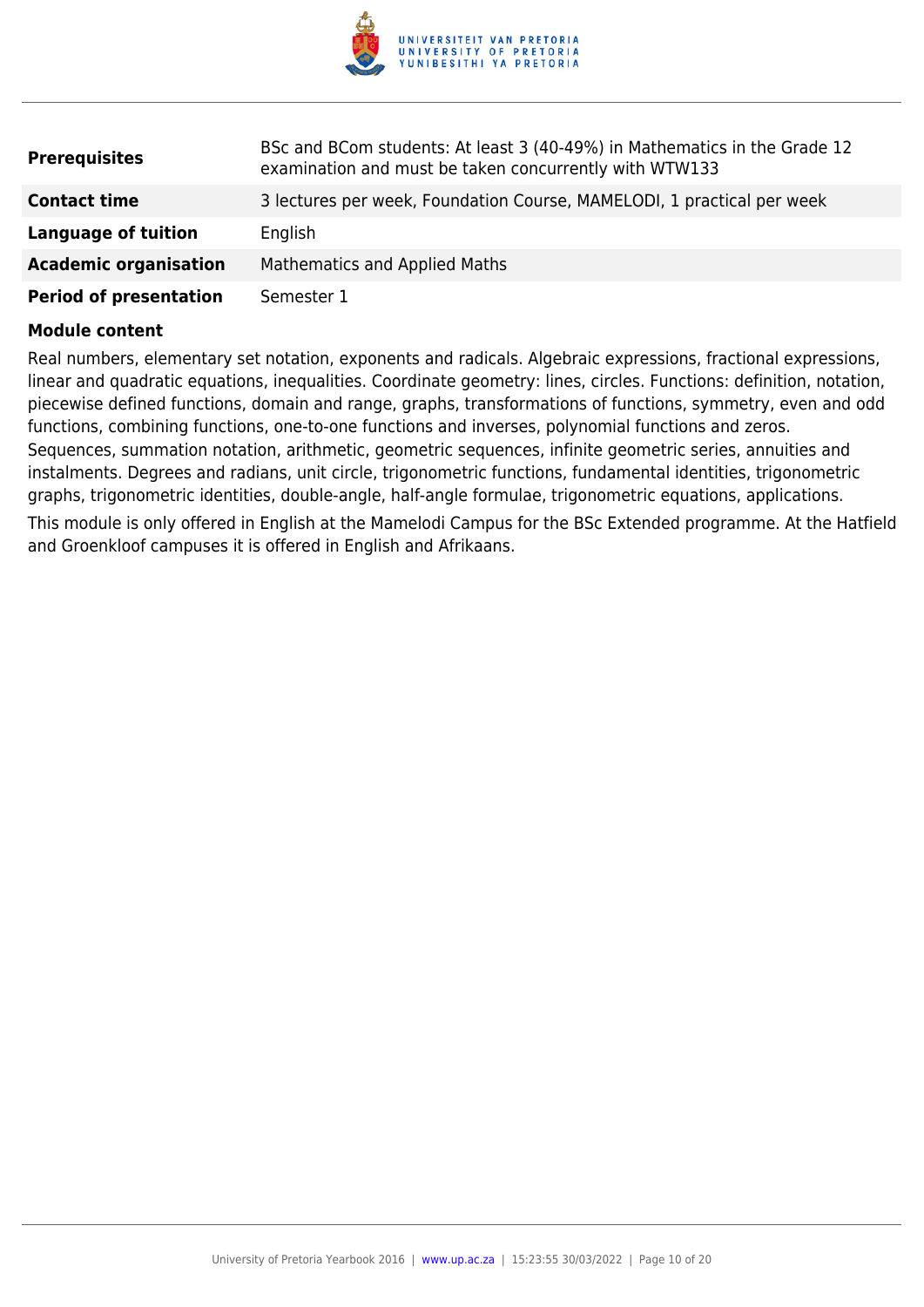| | |
|---|---|
| **Prerequisites** | BSc and BCom students: At least 3 (40-49%) in Mathematics in the Grade 12 examination and must be taken concurrently with WTW133 |
| **Contact time** | 3 lectures per week, Foundation Course, MAMELODI, 1 practical per week |
| **Language of tuition** | English |
| **Academic organisation** | Mathematics and Applied Maths |
| **Period of presentation** | Semester 1 |

**Module content**

Real numbers, elementary set notation, exponents and radicals. Algebraic expressions, fractional expressions, linear and quadratic equations, inequalities. Coordinate geometry: lines, circles. Functions: definition, notation, piecewise defined functions, domain and range, graphs, transformations of functions, symmetry, even and odd functions, combining functions, one-to-one functions and inverses, polynomial functions and zeros. Sequences, summation notation, arithmetic, geometric sequences, infinite geometric series, annuities and instalments. Degrees and radians, unit circle, trigonometric functions, fundamental identities, trigonometric graphs, trigonometric identities, double-angle, half-angle formulae, trigonometric equations, applications.

This module is only offered in English at the Mamelodi Campus for the BSc Extended programme. At the Hatfield and Groenkloof campuses it is offered in English and Afrikaans.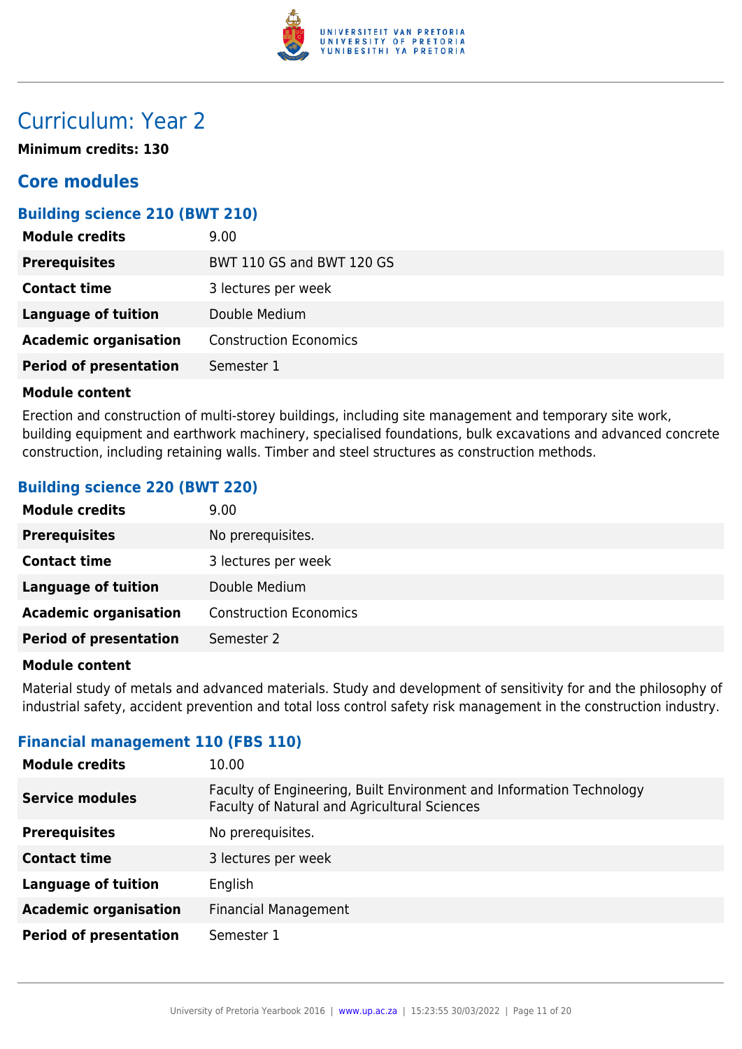# Curriculum: Year 2

**Minimum credits: 130**

## Core modules

### Building science 210 (BWT 210)

| | |
|---|---|
| **Module credits** | 9.00 |
| **Prerequisites** | BWT 110 GS and BWT 120 GS |
| **Contact time** | 3 lectures per week |
| **Language of tuition** | Double Medium |
| **Academic organisation** | Construction Economics |
| **Period of presentation** | Semester 1 |

**Module content**

Erection and construction of multi-storey buildings, including site management and temporary site work, building equipment and earthwork machinery, specialised foundations, bulk excavations and advanced concrete construction, including retaining walls. Timber and steel structures as construction methods.

### Building science 220 (BWT 220)

| | |
|---|---|
| **Module credits** | 9.00 |
| **Prerequisites** | No prerequisites. |
| **Contact time** | 3 lectures per week |
| **Language of tuition** | Double Medium |
| **Academic organisation** | Construction Economics |
| **Period of presentation** | Semester 2 |

**Module content**

Material study of metals and advanced materials. Study and development of sensitivity for and the philosophy of industrial safety, accident prevention and total loss control safety risk management in the construction industry.

### Financial management 110 (FBS 110)

| | |
|---|---|
| **Module credits** | 10.00 |
| **Service modules** | Faculty of Engineering, Built Environment and Information Technology<br>Faculty of Natural and Agricultural Sciences |
| **Prerequisites** | No prerequisites. |
| **Contact time** | 3 lectures per week |
| **Language of tuition** | English |
| **Academic organisation** | Financial Management |
| **Period of presentation** | Semester 1 |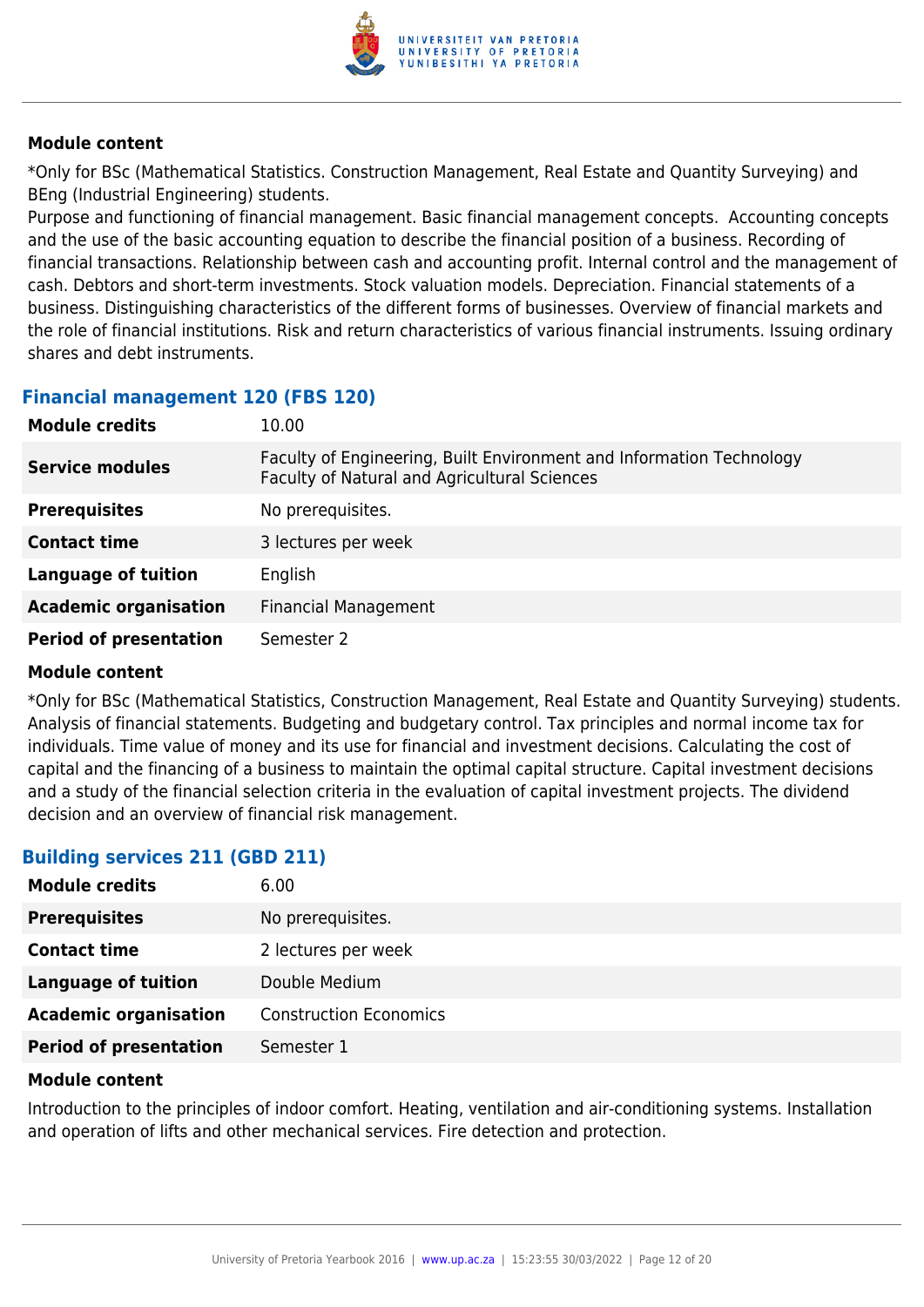#### Module content

*Only for BSc (Mathematical Statistics. Construction Management, Real Estate and Quantity Surveying) and BEng (Industrial Engineering) students.
Purpose and functioning of financial management. Basic financial management concepts. Accounting concepts and the use of the basic accounting equation to describe the financial position of a business. Recording of financial transactions. Relationship between cash and accounting profit. Internal control and the management of cash. Debtors and short-term investments. Stock valuation models. Depreciation. Financial statements of a business. Distinguishing characteristics of the different forms of businesses. Overview of financial markets and the role of financial institutions. Risk and return characteristics of various financial instruments. Issuing ordinary shares and debt instruments.

### Financial management 120 (FBS 120)

| | |
|---|---|
| **Module credits** | 10.00 |
| **Service modules** | Faculty of Engineering, Built Environment and Information Technology<br>Faculty of Natural and Agricultural Sciences |
| **Prerequisites** | No prerequisites. |
| **Contact time** | 3 lectures per week |
| **Language of tuition** | English |
| **Academic organisation** | Financial Management |
| **Period of presentation** | Semester 2 |

#### Module content

*Only for BSc (Mathematical Statistics, Construction Management, Real Estate and Quantity Surveying) students.
Analysis of financial statements. Budgeting and budgetary control. Tax principles and normal income tax for individuals. Time value of money and its use for financial and investment decisions. Calculating the cost of capital and the financing of a business to maintain the optimal capital structure. Capital investment decisions and a study of the financial selection criteria in the evaluation of capital investment projects. The dividend decision and an overview of financial risk management.

### Building services 211 (GBD 211)

| | |
|---|---|
| **Module credits** | 6.00 |
| **Prerequisites** | No prerequisites. |
| **Contact time** | 2 lectures per week |
| **Language of tuition** | Double Medium |
| **Academic organisation** | Construction Economics |
| **Period of presentation** | Semester 1 |

#### Module content

Introduction to the principles of indoor comfort. Heating, ventilation and air-conditioning systems. Installation and operation of lifts and other mechanical services. Fire detection and protection.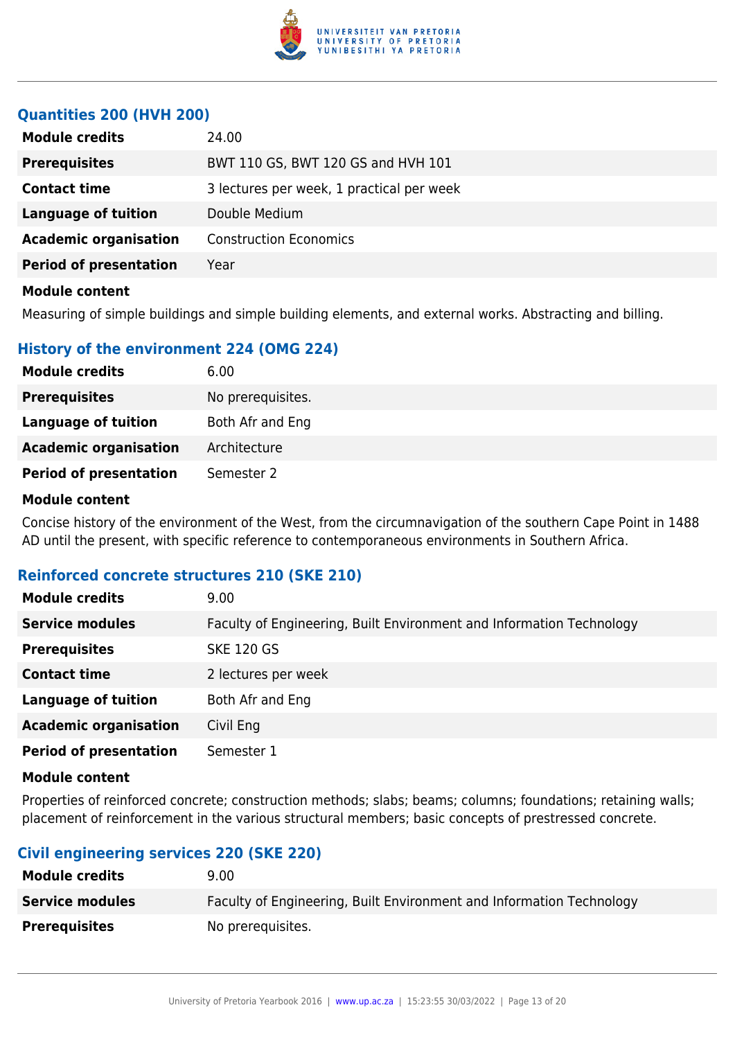### Quantities 200 (HVH 200)

| | |
|---|---|
| **Module credits** | 24.00 |
| **Prerequisites** | BWT 110 GS, BWT 120 GS and HVH 101 |
| **Contact time** | 3 lectures per week, 1 practical per week |
| **Language of tuition** | Double Medium |
| **Academic organisation** | Construction Economics |
| **Period of presentation** | Year |

**Module content**

Measuring of simple buildings and simple building elements, and external works. Abstracting and billing.

### History of the environment 224 (OMG 224)

| | |
|---|---|
| **Module credits** | 6.00 |
| **Prerequisites** | No prerequisites. |
| **Language of tuition** | Both Afr and Eng |
| **Academic organisation** | Architecture |
| **Period of presentation** | Semester 2 |

**Module content**

Concise history of the environment of the West, from the circumnavigation of the southern Cape Point in 1488 AD until the present, with specific reference to contemporaneous environments in Southern Africa.

### Reinforced concrete structures 210 (SKE 210)

| | |
|---|---|
| **Module credits** | 9.00 |
| **Service modules** | Faculty of Engineering, Built Environment and Information Technology |
| **Prerequisites** | SKE 120 GS |
| **Contact time** | 2 lectures per week |
| **Language of tuition** | Both Afr and Eng |
| **Academic organisation** | Civil Eng |
| **Period of presentation** | Semester 1 |

**Module content**

Properties of reinforced concrete; construction methods; slabs; beams; columns; foundations; retaining walls; placement of reinforcement in the various structural members; basic concepts of prestressed concrete.

### Civil engineering services 220 (SKE 220)

| | |
|---|---|
| **Module credits** | 9.00 |
| **Service modules** | Faculty of Engineering, Built Environment and Information Technology |
| **Prerequisites** | No prerequisites. |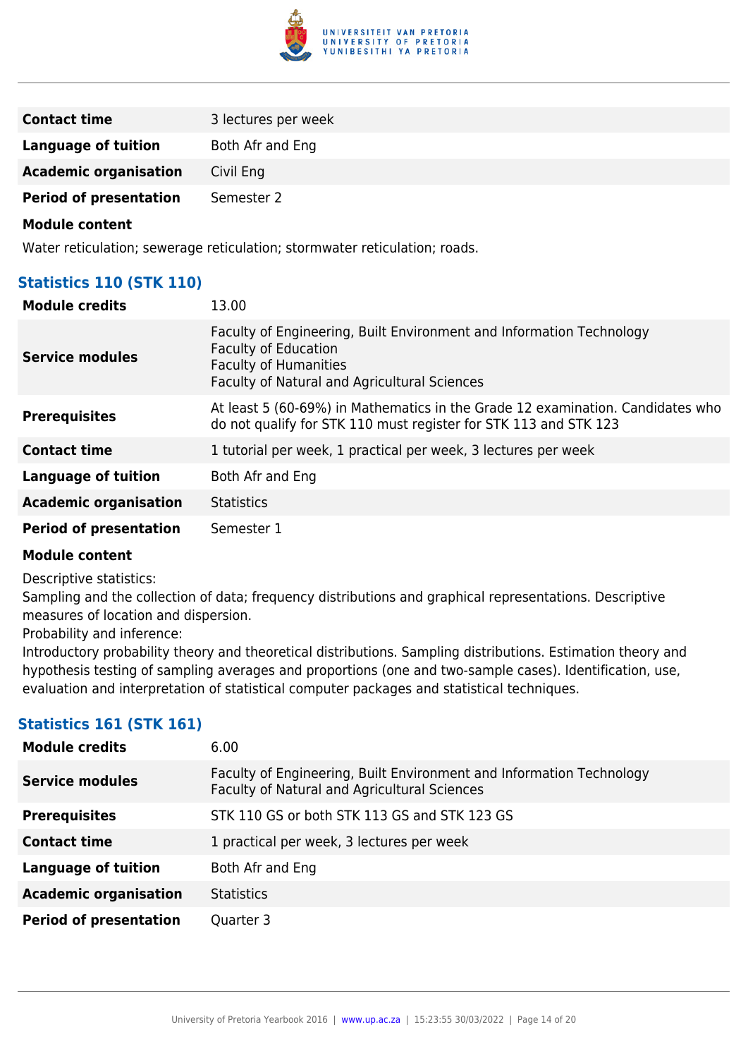| | |
|---|---|
| **Contact time** | 3 lectures per week |
| **Language of tuition** | Both Afr and Eng |
| **Academic organisation** | Civil Eng |
| **Period of presentation** | Semester 2 |

**Module content**

Water reticulation; sewerage reticulation; stormwater reticulation; roads.

### Statistics 110 (STK 110)

| | |
|---|---|
| **Module credits** | 13.00 |
| **Service modules** | Faculty of Engineering, Built Environment and Information Technology<br>Faculty of Education<br>Faculty of Humanities<br>Faculty of Natural and Agricultural Sciences |
| **Prerequisites** | At least 5 (60-69%) in Mathematics in the Grade 12 examination. Candidates who do not qualify for STK 110 must register for STK 113 and STK 123 |
| **Contact time** | 1 tutorial per week, 1 practical per week, 3 lectures per week |
| **Language of tuition** | Both Afr and Eng |
| **Academic organisation** | Statistics |
| **Period of presentation** | Semester 1 |

**Module content**

Descriptive statistics:
Sampling and the collection of data; frequency distributions and graphical representations. Descriptive measures of location and dispersion.
Probability and inference:
Introductory probability theory and theoretical distributions. Sampling distributions. Estimation theory and hypothesis testing of sampling averages and proportions (one and two-sample cases). Identification, use, evaluation and interpretation of statistical computer packages and statistical techniques.

### Statistics 161 (STK 161)

| | |
|---|---|
| **Module credits** | 6.00 |
| **Service modules** | Faculty of Engineering, Built Environment and Information Technology<br>Faculty of Natural and Agricultural Sciences |
| **Prerequisites** | STK 110 GS or both STK 113 GS and STK 123 GS |
| **Contact time** | 1 practical per week, 3 lectures per week |
| **Language of tuition** | Both Afr and Eng |
| **Academic organisation** | Statistics |
| **Period of presentation** | Quarter 3 |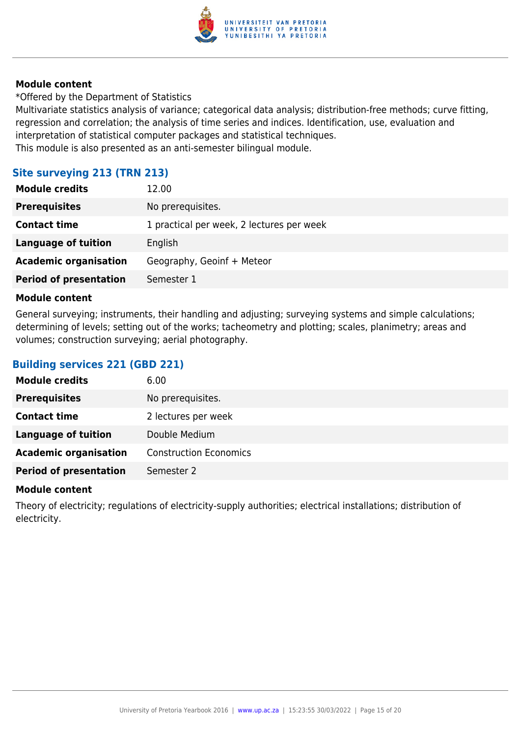#### Module content

*Offered by the Department of Statistics
Multivariate statistics analysis of variance; categorical data analysis; distribution-free methods; curve fitting, regression and correlation; the analysis of time series and indices. Identification, use, evaluation and interpretation of statistical computer packages and statistical techniques.
This module is also presented as an anti-semester bilingual module.

### Site surveying 213 (TRN 213)

| | |
|---|---|
| **Module credits** | 12.00 |
| **Prerequisites** | No prerequisites. |
| **Contact time** | 1 practical per week, 2 lectures per week |
| **Language of tuition** | English |
| **Academic organisation** | Geography, Geoinf + Meteor |
| **Period of presentation** | Semester 1 |

#### Module content

General surveying; instruments, their handling and adjusting; surveying systems and simple calculations; determining of levels; setting out of the works; tacheometry and plotting; scales, planimetry; areas and volumes; construction surveying; aerial photography.

### Building services 221 (GBD 221)

| | |
|---|---|
| **Module credits** | 6.00 |
| **Prerequisites** | No prerequisites. |
| **Contact time** | 2 lectures per week |
| **Language of tuition** | Double Medium |
| **Academic organisation** | Construction Economics |
| **Period of presentation** | Semester 2 |

#### Module content

Theory of electricity; regulations of electricity-supply authorities; electrical installations; distribution of electricity.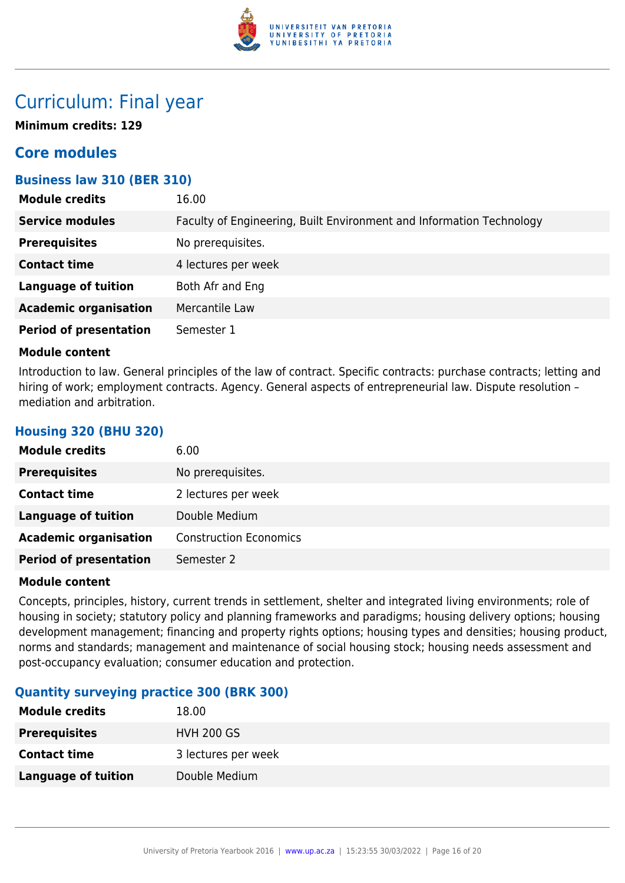# Curriculum: Final year

**Minimum credits: 129**

## Core modules

### Business law 310 (BER 310)

| | |
|---|---|
| **Module credits** | 16.00 |
| **Service modules** | Faculty of Engineering, Built Environment and Information Technology |
| **Prerequisites** | No prerequisites. |
| **Contact time** | 4 lectures per week |
| **Language of tuition** | Both Afr and Eng |
| **Academic organisation** | Mercantile Law |
| **Period of presentation** | Semester 1 |

**Module content**

Introduction to law. General principles of the law of contract. Specific contracts: purchase contracts; letting and hiring of work; employment contracts. Agency. General aspects of entrepreneurial law. Dispute resolution – mediation and arbitration.

### Housing 320 (BHU 320)

| | |
|---|---|
| **Module credits** | 6.00 |
| **Prerequisites** | No prerequisites. |
| **Contact time** | 2 lectures per week |
| **Language of tuition** | Double Medium |
| **Academic organisation** | Construction Economics |
| **Period of presentation** | Semester 2 |

**Module content**

Concepts, principles, history, current trends in settlement, shelter and integrated living environments; role of housing in society; statutory policy and planning frameworks and paradigms; housing delivery options; housing development management; financing and property rights options; housing types and densities; housing product, norms and standards; management and maintenance of social housing stock; housing needs assessment and post-occupancy evaluation; consumer education and protection.

### Quantity surveying practice 300 (BRK 300)

| | |
|---|---|
| **Module credits** | 18.00 |
| **Prerequisites** | HVH 200 GS |
| **Contact time** | 3 lectures per week |
| **Language of tuition** | Double Medium |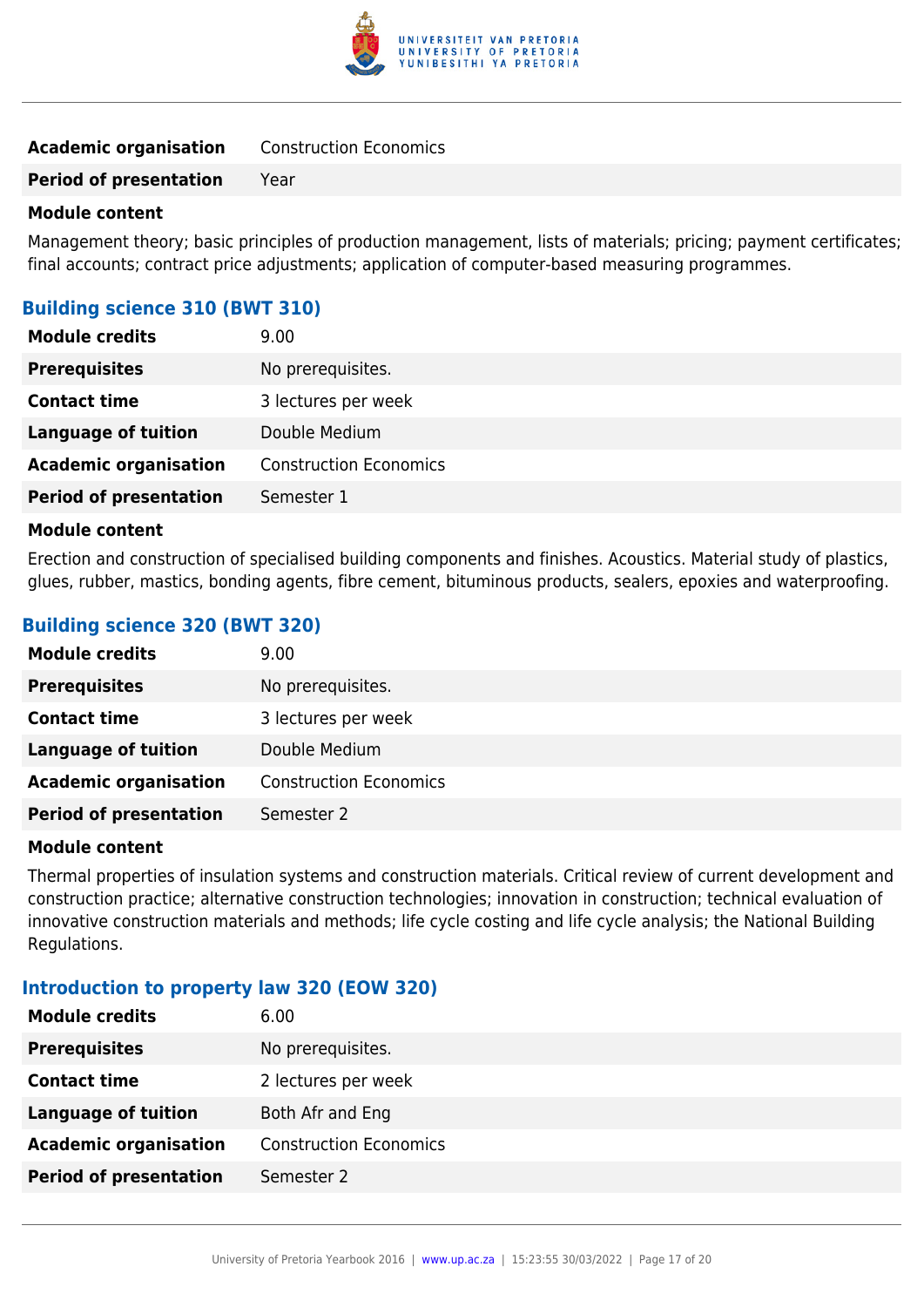| | |
|---|---|
| **Academic organisation** | Construction Economics |
| **Period of presentation** | Year |

**Module content**

Management theory; basic principles of production management, lists of materials; pricing; payment certificates; final accounts; contract price adjustments; application of computer-based measuring programmes.

### Building science 310 (BWT 310)

| | |
|---|---|
| **Module credits** | 9.00 |
| **Prerequisites** | No prerequisites. |
| **Contact time** | 3 lectures per week |
| **Language of tuition** | Double Medium |
| **Academic organisation** | Construction Economics |
| **Period of presentation** | Semester 1 |

**Module content**

Erection and construction of specialised building components and finishes. Acoustics. Material study of plastics, glues, rubber, mastics, bonding agents, fibre cement, bituminous products, sealers, epoxies and waterproofing.

### Building science 320 (BWT 320)

| | |
|---|---|
| **Module credits** | 9.00 |
| **Prerequisites** | No prerequisites. |
| **Contact time** | 3 lectures per week |
| **Language of tuition** | Double Medium |
| **Academic organisation** | Construction Economics |
| **Period of presentation** | Semester 2 |

**Module content**

Thermal properties of insulation systems and construction materials. Critical review of current development and construction practice; alternative construction technologies; innovation in construction; technical evaluation of innovative construction materials and methods; life cycle costing and life cycle analysis; the National Building Regulations.

### Introduction to property law 320 (EOW 320)

| | |
|---|---|
| **Module credits** | 6.00 |
| **Prerequisites** | No prerequisites. |
| **Contact time** | 2 lectures per week |
| **Language of tuition** | Both Afr and Eng |
| **Academic organisation** | Construction Economics |
| **Period of presentation** | Semester 2 |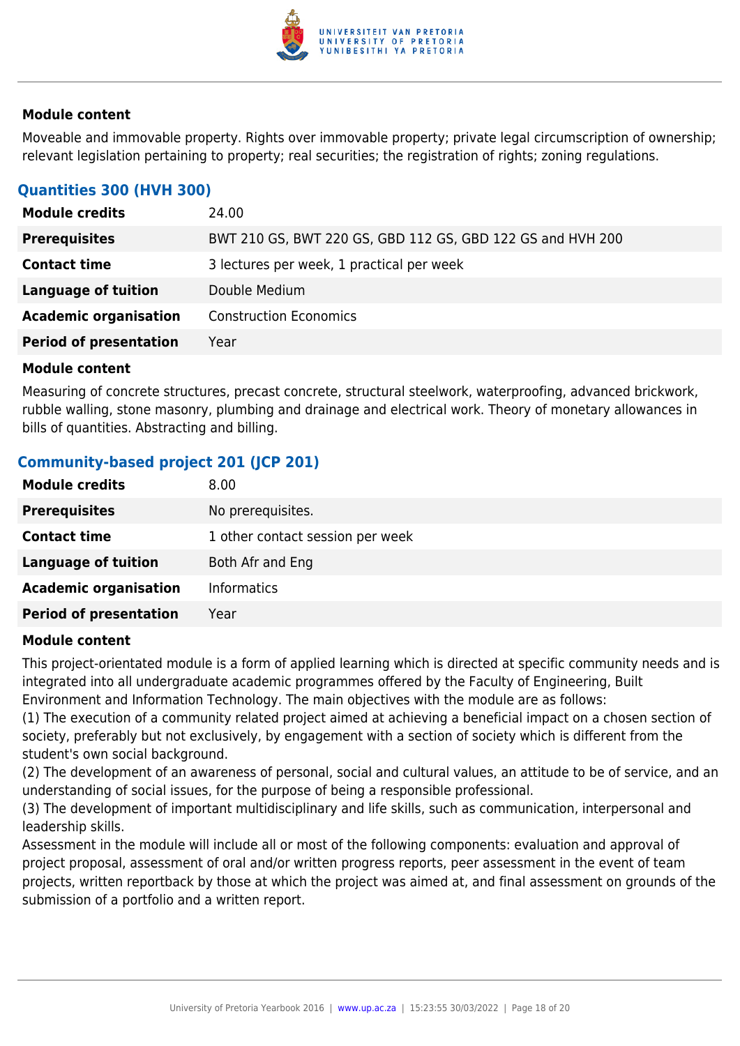#### Module content

Moveable and immovable property. Rights over immovable property; private legal circumscription of ownership; relevant legislation pertaining to property; real securities; the registration of rights; zoning regulations.

### Quantities 300 (HVH 300)

| | |
|---|---|
| **Module credits** | 24.00 |
| **Prerequisites** | BWT 210 GS, BWT 220 GS, GBD 112 GS, GBD 122 GS and HVH 200 |
| **Contact time** | 3 lectures per week, 1 practical per week |
| **Language of tuition** | Double Medium |
| **Academic organisation** | Construction Economics |
| **Period of presentation** | Year |

#### Module content

Measuring of concrete structures, precast concrete, structural steelwork, waterproofing, advanced brickwork, rubble walling, stone masonry, plumbing and drainage and electrical work. Theory of monetary allowances in bills of quantities. Abstracting and billing.

### Community-based project 201 (JCP 201)

| | |
|---|---|
| **Module credits** | 8.00 |
| **Prerequisites** | No prerequisites. |
| **Contact time** | 1 other contact session per week |
| **Language of tuition** | Both Afr and Eng |
| **Academic organisation** | Informatics |
| **Period of presentation** | Year |

#### Module content

This project-orientated module is a form of applied learning which is directed at specific community needs and is integrated into all undergraduate academic programmes offered by the Faculty of Engineering, Built Environment and Information Technology. The main objectives with the module are as follows:
(1) The execution of a community related project aimed at achieving a beneficial impact on a chosen section of society, preferably but not exclusively, by engagement with a section of society which is different from the student's own social background.
(2) The development of an awareness of personal, social and cultural values, an attitude to be of service, and an understanding of social issues, for the purpose of being a responsible professional.
(3) The development of important multidisciplinary and life skills, such as communication, interpersonal and leadership skills.
Assessment in the module will include all or most of the following components: evaluation and approval of project proposal, assessment of oral and/or written progress reports, peer assessment in the event of team projects, written reportback by those at which the project was aimed at, and final assessment on grounds of the submission of a portfolio and a written report.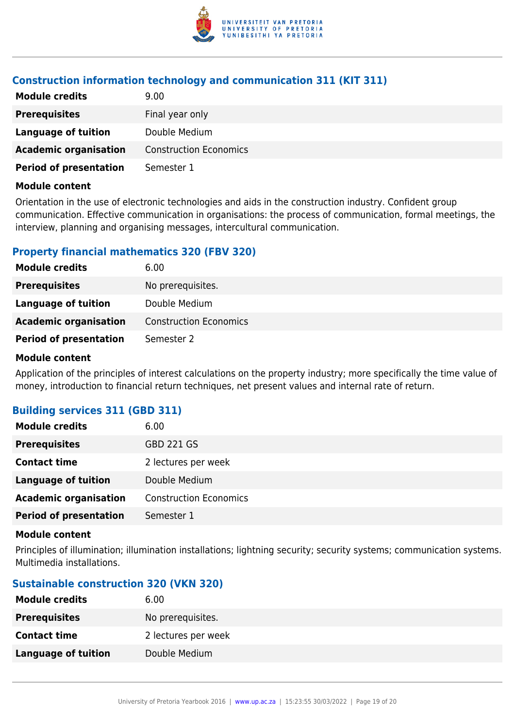### Construction information technology and communication 311 (KIT 311)

| | |
|---|---|
| **Module credits** | 9.00 |
| **Prerequisites** | Final year only |
| **Language of tuition** | Double Medium |
| **Academic organisation** | Construction Economics |
| **Period of presentation** | Semester 1 |

**Module content**

Orientation in the use of electronic technologies and aids in the construction industry. Confident group communication. Effective communication in organisations: the process of communication, formal meetings, the interview, planning and organising messages, intercultural communication.

### Property financial mathematics 320 (FBV 320)

| | |
|---|---|
| **Module credits** | 6.00 |
| **Prerequisites** | No prerequisites. |
| **Language of tuition** | Double Medium |
| **Academic organisation** | Construction Economics |
| **Period of presentation** | Semester 2 |

**Module content**

Application of the principles of interest calculations on the property industry; more specifically the time value of money, introduction to financial return techniques, net present values and internal rate of return.

### Building services 311 (GBD 311)

| | |
|---|---|
| **Module credits** | 6.00 |
| **Prerequisites** | GBD 221 GS |
| **Contact time** | 2 lectures per week |
| **Language of tuition** | Double Medium |
| **Academic organisation** | Construction Economics |
| **Period of presentation** | Semester 1 |

**Module content**

Principles of illumination; illumination installations; lightning security; security systems; communication systems. Multimedia installations.

### Sustainable construction 320 (VKN 320)

| | |
|---|---|
| **Module credits** | 6.00 |
| **Prerequisites** | No prerequisites. |
| **Contact time** | 2 lectures per week |
| **Language of tuition** | Double Medium |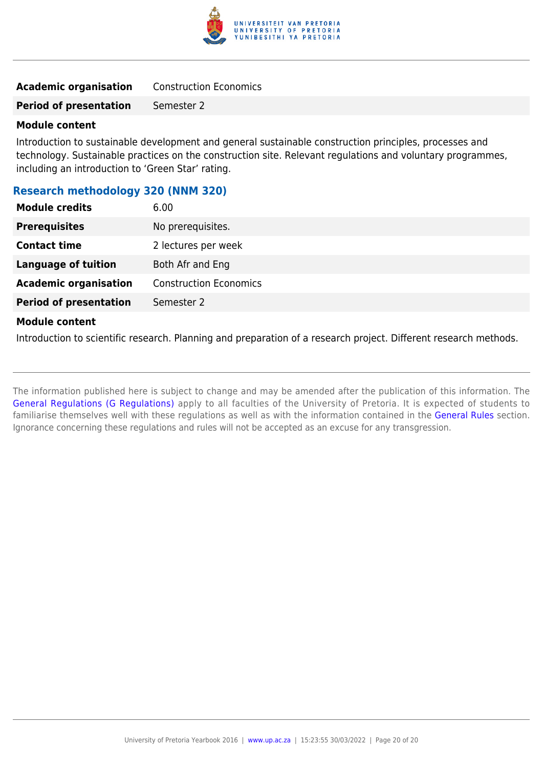| | |
|---|---|
| **Academic organisation** | Construction Economics |
| **Period of presentation** | Semester 2 |

**Module content**

Introduction to sustainable development and general sustainable construction principles, processes and technology. Sustainable practices on the construction site. Relevant regulations and voluntary programmes, including an introduction to 'Green Star' rating.

### Research methodology 320 (NNM 320)

| | |
|---|---|
| **Module credits** | 6.00 |
| **Prerequisites** | No prerequisites. |
| **Contact time** | 2 lectures per week |
| **Language of tuition** | Both Afr and Eng |
| **Academic organisation** | Construction Economics |
| **Period of presentation** | Semester 2 |

**Module content**

Introduction to scientific research. Planning and preparation of a research project. Different research methods.

The information published here is subject to change and may be amended after the publication of this information. The General Regulations (G Regulations) apply to all faculties of the University of Pretoria. It is expected of students to familiarise themselves well with these regulations as well as with the information contained in the General Rules section. Ignorance concerning these regulations and rules will not be accepted as an excuse for any transgression.